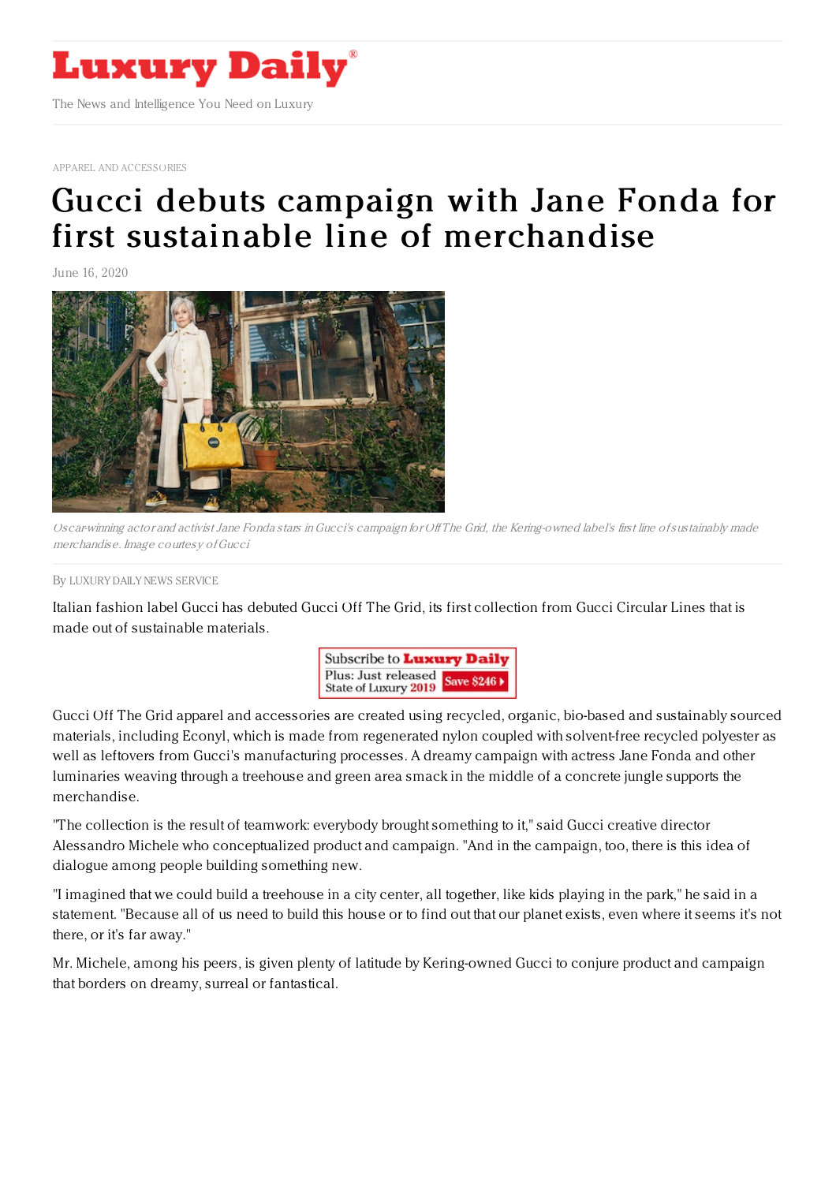# Luxury Daily

The News and Intelligence You Need on Luxury

APPAREL AND ACCESSORIES

# Gucci debuts campaign with Jane Fonda for first sustainable line of merchandise

June 16, 2020

*Oscar-winning actor and activist Jane Fonda stars in Gucci's campaign for Off The Grid, the Kering-owned label's first line of sustainably made merchandise. Image courtesy of Gucci*

By LUXURY DAILY NEWS SERVICE

Italian fashion label Gucci has debuted Gucci Off The Grid, its first collection from Gucci Circular Lines that is made out of sustainable materials.

Gucci Off The Grid apparel and accessories are created using recycled, organic, bio-based and sustainably sourced materials, including Econyl, which is made from regenerated nylon coupled with solvent-free recycled polyester as well as leftovers from Gucci's manufacturing processes. A dreamy campaign with actress Jane Fonda and other luminaries weaving through a treehouse and green area smack in the middle of a concrete jungle supports the merchandise.

"The collection is the result of teamwork: everybody brought something to it," said Gucci creative director Alessandro Michele who conceptualized product and campaign. "And in the campaign, too, there is this idea of dialogue among people building something new.

"I imagined that we could build a treehouse in a city center, all together, like kids playing in the park," he said in a statement. "Because all of us need to build this house or to find out that our planet exists, even where it seems it's not there, or it's far away."

Mr. Michele, among his peers, is given plenty of latitude by Kering-owned Gucci to conjure product and campaign that borders on dreamy, surreal or fantastical.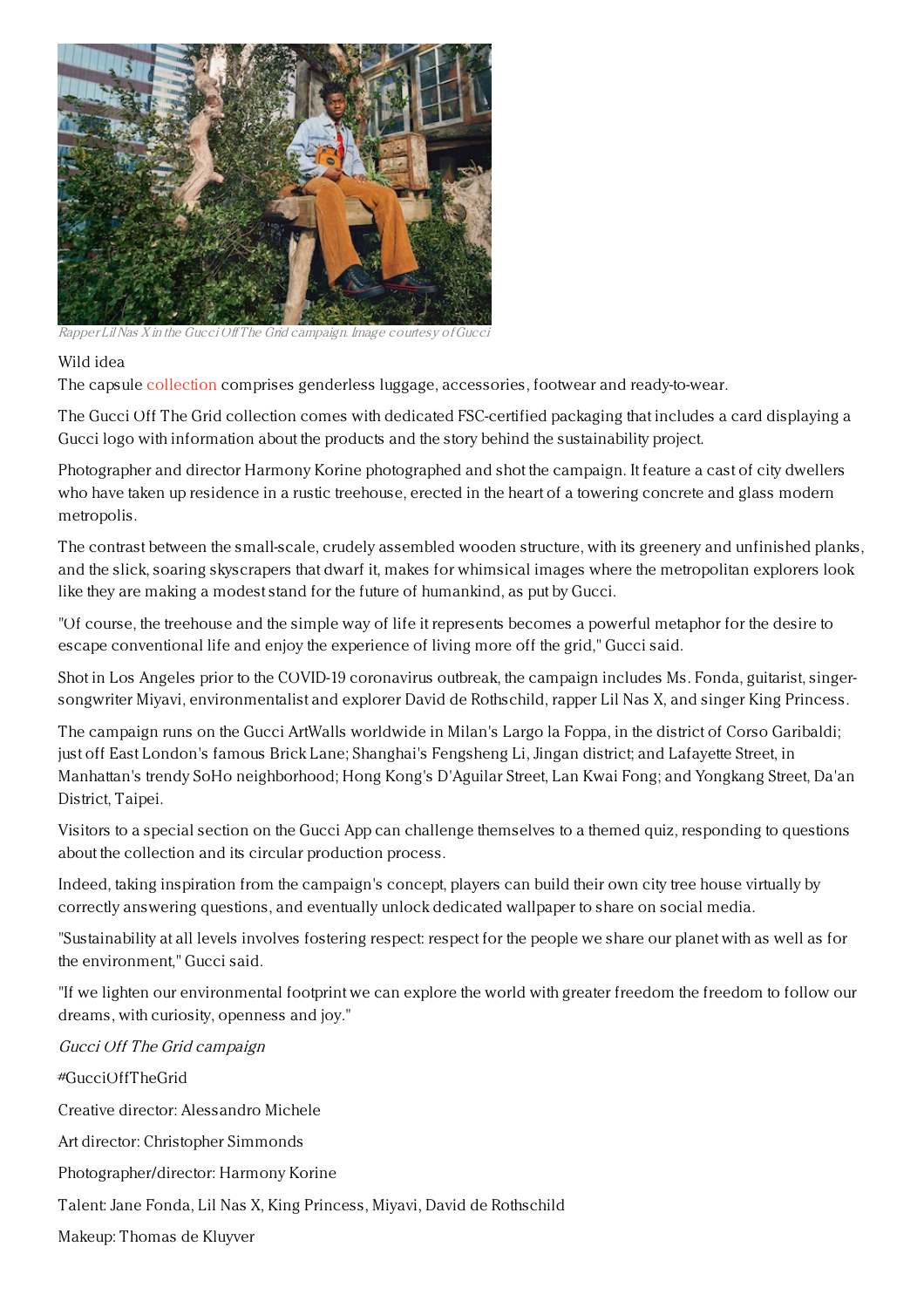Rapper Lil Nas X in the Gucci Off The Grid campaign. Image courtesy of Gucci

Wild idea

The capsule collection comprises genderless luggage, accessories, footwear and ready-to-wear.

The Gucci Off The Grid collection comes with dedicated FSC-certified packaging that includes a card displaying a Gucci logo with information about the products and the story behind the sustainability project.

Photographer and director Harmony Korine photographed and shot the campaign. It feature a cast of city dwellers who have taken up residence in a rustic treehouse, erected in the heart of a towering concrete and glass modern metropolis.

The contrast between the small-scale, crudely assembled wooden structure, with its greenery and unfinished planks, and the slick, soaring skyscrapers that dwarf it, makes for whimsical images where the metropolitan explorers look like they are making a modest stand for the future of humankind, as put by Gucci.

"Of course, the treehouse and the simple way of life it represents becomes a powerful metaphor for the desire to escape conventional life and enjoy the experience of living more off the grid," Gucci said.

Shot in Los Angeles prior to the COVID-19 coronavirus outbreak, the campaign includes Ms. Fonda, guitarist, singer-songwriter Miyavi, environmentalist and explorer David de Rothschild, rapper Lil Nas X, and singer King Princess.

The campaign runs on the Gucci ArtWalls worldwide in Milan's Largo la Foppa, in the district of Corso Garibaldi; just off East London's famous Brick Lane; Shanghai's Fengsheng Li, Jingan district; and Lafayette Street, in Manhattan's trendy SoHo neighborhood; Hong Kong's D'Aguilar Street, Lan Kwai Fong; and Yongkang Street, Da'an District, Taipei.

Visitors to a special section on the Gucci App can challenge themselves to a themed quiz, responding to questions about the collection and its circular production process.

Indeed, taking inspiration from the campaign's concept, players can build their own city tree house virtually by correctly answering questions, and eventually unlock dedicated wallpaper to share on social media.

"Sustainability at all levels involves fostering respect: respect for the people we share our planet with as well as for the environment," Gucci said.

"If we lighten our environmental footprint we can explore the world with greater freedom the freedom to follow our dreams, with curiosity, openness and joy."

*Gucci Off The Grid campaign*

#GucciOffTheGrid

Creative director: Alessandro Michele

Art director: Christopher Simmonds

Photographer/director: Harmony Korine

Talent: Jane Fonda, Lil Nas X, King Princess, Miyavi, David de Rothschild

Makeup: Thomas de Kluyver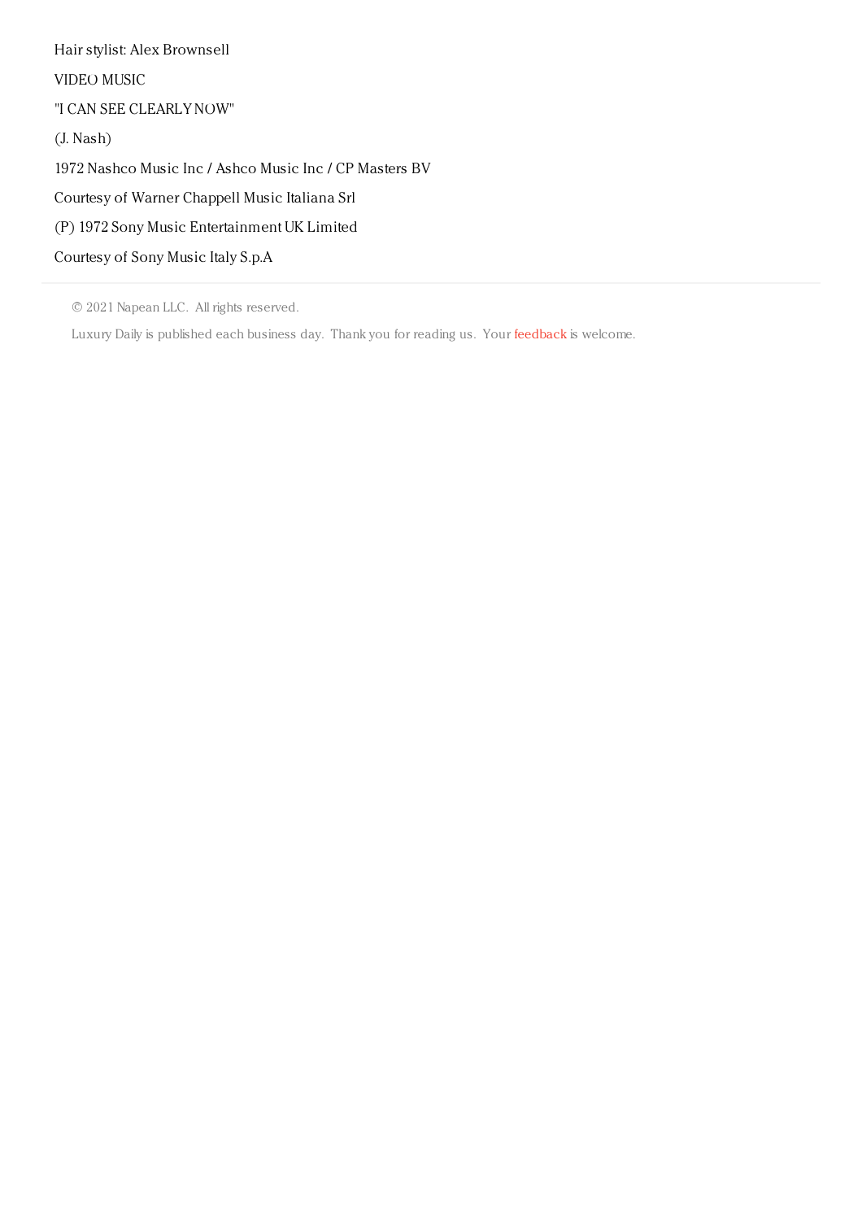Hair stylist: Alex Brownsell

VIDEO MUSIC

"I CAN SEE CLEARLY NOW"

(J. Nash)

1972 Nashco Music Inc / Ashco Music Inc / CP Masters BV

Courtesy of Warner Chappell Music Italiana Srl

(P) 1972 Sony Music Entertainment UK Limited

Courtesy of Sony Music Italy S.p.A

---

© 2021 Napean LLC. All rights reserved.

Luxury Daily is published each business day. Thank you for reading us. Your feedback is welcome.